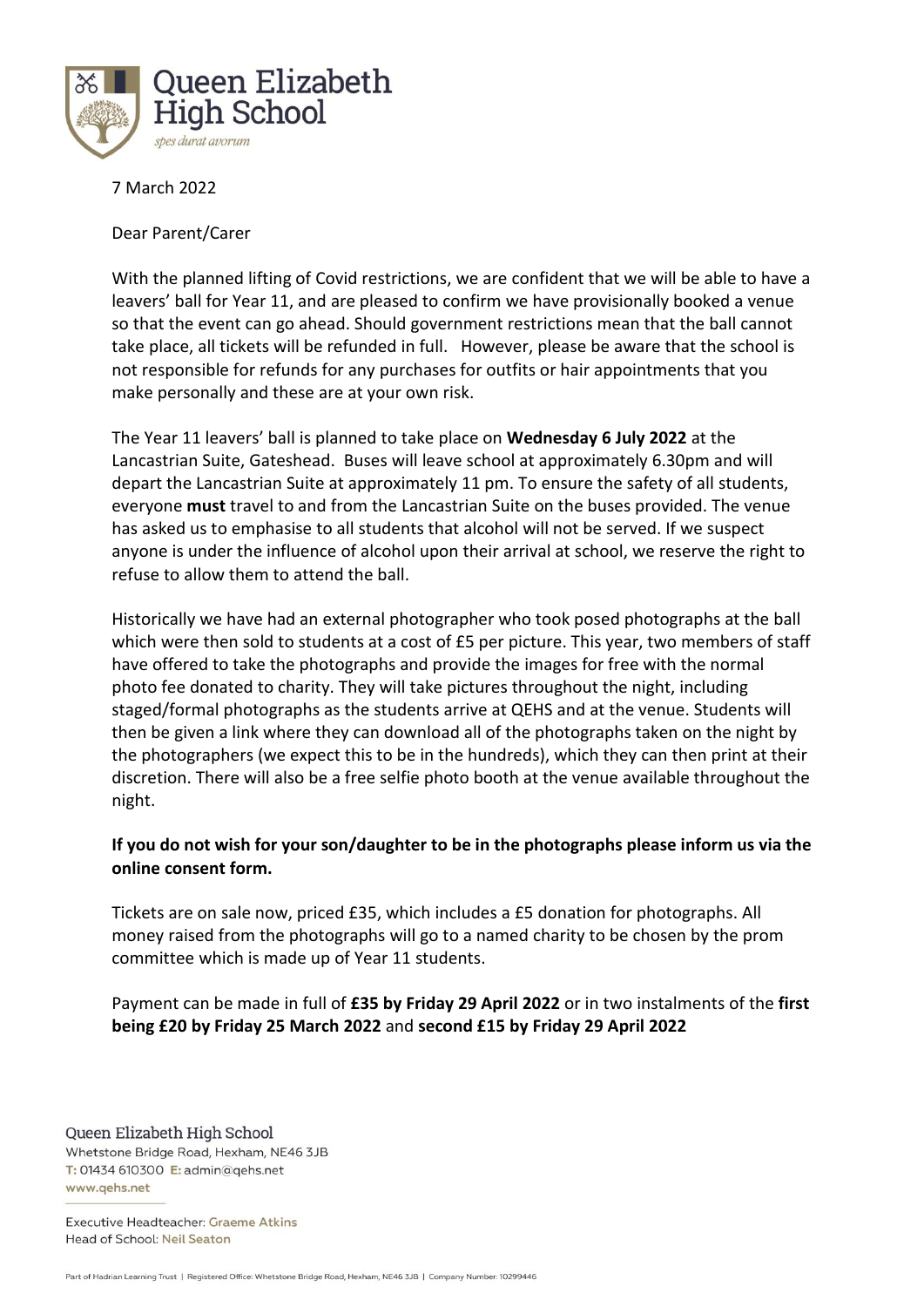# Queen Elizabeth High School

*spes durat avorum*

7 March 2022

Dear Parent/Carer

With the planned lifting of Covid restrictions, we are confident that we will be able to have a leavers' ball for Year 11, and are pleased to confirm we have provisionally booked a venue so that the event can go ahead. Should government restrictions mean that the ball cannot take place, all tickets will be refunded in full. However, please be aware that the school is not responsible for refunds for any purchases for outfits or hair appointments that you make personally and these are at your own risk.

The Year 11 leavers' ball is planned to take place on **Wednesday 6 July 2022** at the Lancastrian Suite, Gateshead. Buses will leave school at approximately 6.30pm and will depart the Lancastrian Suite at approximately 11 pm. To ensure the safety of all students, everyone **must** travel to and from the Lancastrian Suite on the buses provided. The venue has asked us to emphasise to all students that alcohol will not be served. If we suspect anyone is under the influence of alcohol upon their arrival at school, we reserve the right to refuse to allow them to attend the ball.

Historically we have had an external photographer who took posed photographs at the ball which were then sold to students at a cost of £5 per picture. This year, two members of staff have offered to take the photographs and provide the images for free with the normal photo fee donated to charity. They will take pictures throughout the night, including staged/formal photographs as the students arrive at QEHS and at the venue. Students will then be given a link where they can download all of the photographs taken on the night by the photographers (we expect this to be in the hundreds), which they can then print at their discretion. There will also be a free selfie photo booth at the venue available throughout the night.

**If you do not wish for your son/daughter to be in the photographs please inform us via the online consent form.**

Tickets are on sale now, priced £35, which includes a £5 donation for photographs. All money raised from the photographs will go to a named charity to be chosen by the prom committee which is made up of Year 11 students.

Payment can be made in full of **£35 by Friday 29 April 2022** or in two instalments of the **first being £20 by Friday 25 March 2022** and **second £15 by Friday 29 April 2022**

Queen Elizabeth High School
Whetstone Bridge Road, Hexham, NE46 3JB
T: 01434 610300 E: admin@qehs.net
www.qehs.net

Executive Headteacher: Graeme Atkins
Head of School: Neil Seaton

Part of Hadrian Learning Trust | Registered Office: Whetstone Bridge Road, Hexham, NE46 3JB | Company Number: 10299446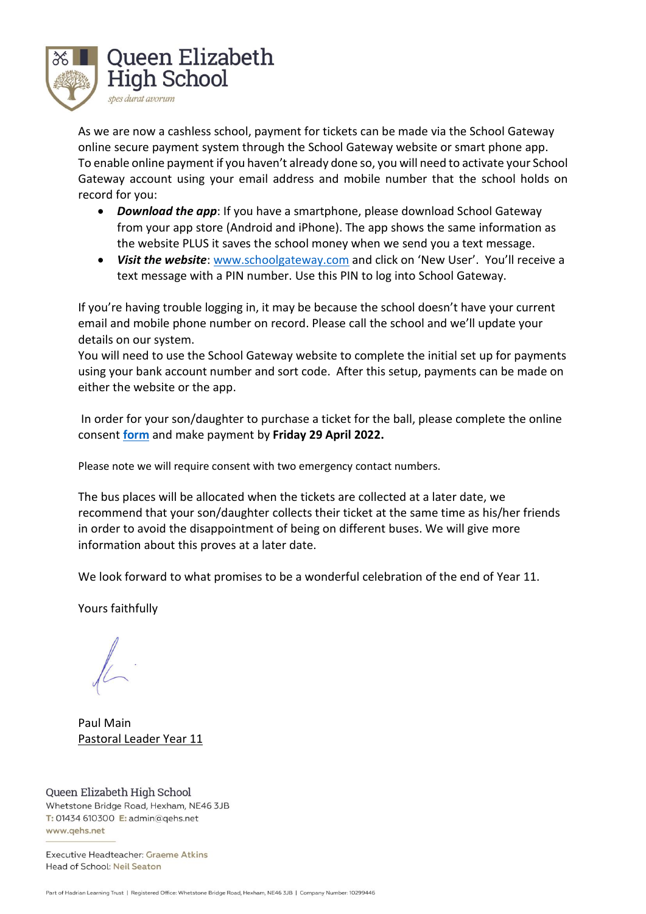# Queen Elizabeth High School

*spes durat avorum*

As we are now a cashless school, payment for tickets can be made via the School Gateway online secure payment system through the School Gateway website or smart phone app. To enable online payment if you haven't already done so, you will need to activate your School Gateway account using your email address and mobile number that the school holds on record for you:

- ***Download the app***: If you have a smartphone, please download School Gateway from your app store (Android and iPhone). The app shows the same information as the website PLUS it saves the school money when we send you a text message.
- ***Visit the website***: www.schoolgateway.com and click on 'New User'. You'll receive a text message with a PIN number. Use this PIN to log into School Gateway.

If you're having trouble logging in, it may be because the school doesn't have your current email and mobile phone number on record. Please call the school and we'll update your details on our system.
You will need to use the School Gateway website to complete the initial set up for payments using your bank account number and sort code. After this setup, payments can be made on either the website or the app.

In order for your son/daughter to purchase a ticket for the ball, please complete the online consent **form** and make payment by **Friday 29 April 2022.**

Please note we will require consent with two emergency contact numbers.

The bus places will be allocated when the tickets are collected at a later date, we recommend that your son/daughter collects their ticket at the same time as his/her friends in order to avoid the disappointment of being on different buses. We will give more information about this proves at a later date.

We look forward to what promises to be a wonderful celebration of the end of Year 11.

Yours faithfully

Paul Main
Pastoral Leader Year 11

Queen Elizabeth High School
Whetstone Bridge Road, Hexham, NE46 3JB
T: 01434 610300 E: admin@qehs.net
www.qehs.net

Executive Headteacher: Graeme Atkins
Head of School: Neil Seaton

Part of Hadrian Learning Trust | Registered Office: Whetstone Bridge Road, Hexham, NE46 3JB | Company Number: 10299446